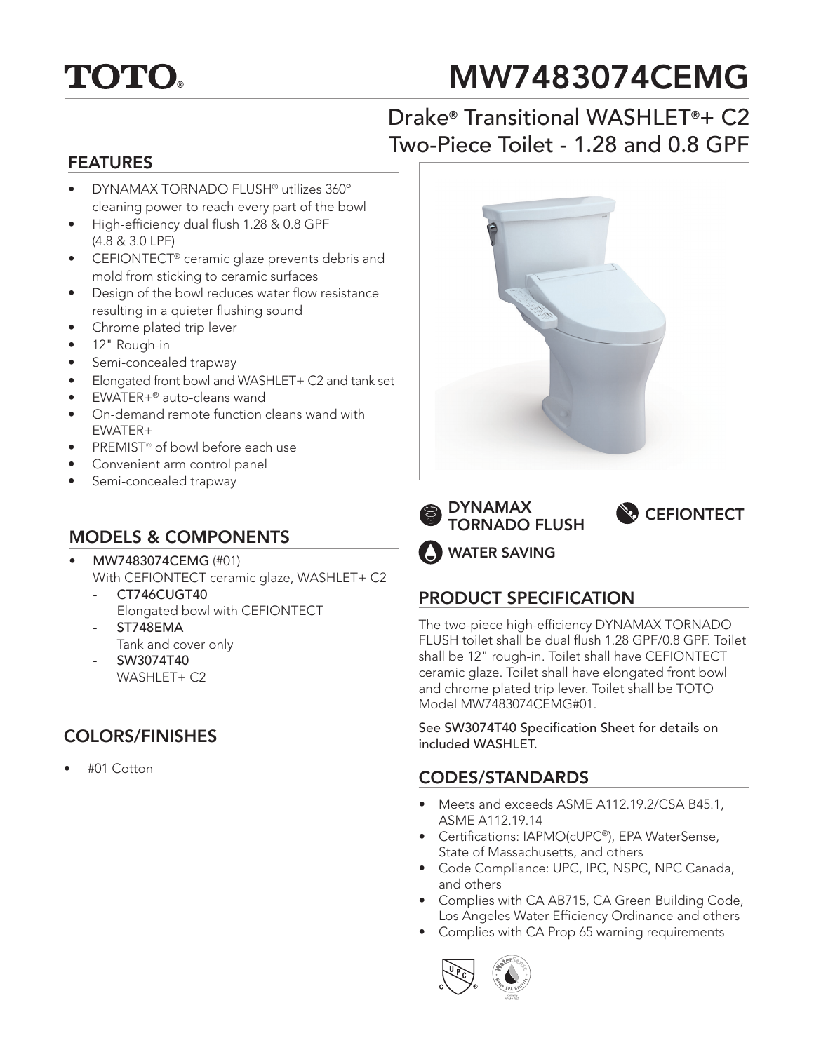# TOTO®

# MW7483074CEMG

## Drake® Transitional WASHLET®+ C2 Two-Piece Toilet - 1.28 and 0.8 GPF

## FEATURES

- DYNAMAX TORNADO FLUSH® utilizes 360° cleaning power to reach every part of the bowl
- High-efficiency dual flush 1.28 & 0.8 GPF (4.8 & 3.0 LPF)
- CEFIONTECT® ceramic glaze prevents debris and mold from sticking to ceramic surfaces
- Design of the bowl reduces water flow resistance resulting in a quieter flushing sound
- Chrome plated trip lever
- 12" Rough-in
- Semi-concealed trapway
- Elongated front bowl and WASHLET+ C2 and tank set
- EWATER+® auto-cleans wand
- On-demand remote function cleans wand with EWATER+
- PREMIST® of bowl before each use
- Convenient arm control panel
- Semi-concealed trapway

DYNAMAX TORNADO FLUSH

CEFIONTECT

WATER SAVING

## MODELS & COMPONENTS

- **MW7483074CEMG** (#01)
  With CEFIONTECT ceramic glaze, WASHLET+ C2
  - **CT746CUGT40**
    Elongated bowl with CEFIONTECT
  - **ST748EMA**
    Tank and cover only
  - **SW3074T40**
    WASHLET+ C2

## COLORS/FINISHES

- #01 Cotton

## PRODUCT SPECIFICATION

The two-piece high-efficiency DYNAMAX TORNADO FLUSH toilet shall be dual flush 1.28 GPF/0.8 GPF. Toilet shall be 12" rough-in. Toilet shall have CEFIONTECT ceramic glaze. Toilet shall have elongated front bowl and chrome plated trip lever. Toilet shall be TOTO Model MW7483074CEMG#01.

**See SW3074T40 Specification Sheet for details on included WASHLET.**

## CODES/STANDARDS

- Meets and exceeds ASME A112.19.2/CSA B45.1, ASME A112.19.14
- Certifications: IAPMO(cUPC®), EPA WaterSense, State of Massachusetts, and others
- Code Compliance: UPC, IPC, NSPC, NPC Canada, and others
- Complies with CA AB715, CA Green Building Code, Los Angeles Water Efficiency Ordinance and others
- Complies with CA Prop 65 warning requirements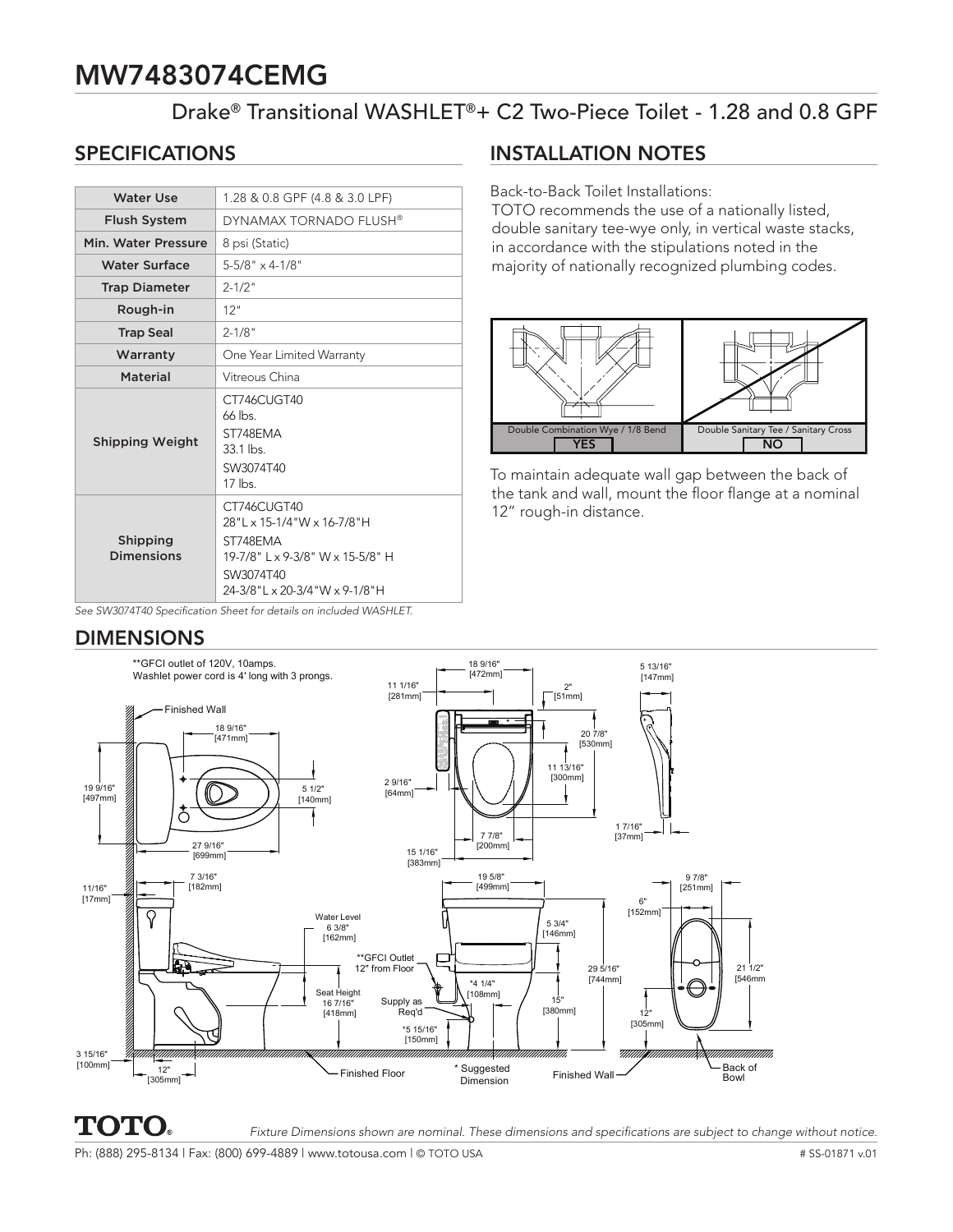# MW7483074CEMG

## Drake® Transitional WASHLET®+ C2 Two-Piece Toilet - 1.28 and 0.8 GPF

## SPECIFICATIONS

| | |
|---|---|
| Water Use | 1.28 & 0.8 GPF (4.8 & 3.0 LPF) |
| Flush System | DYNAMAX TORNADO FLUSH® |
| Min. Water Pressure | 8 psi (Static) |
| Water Surface | 5-5/8" x 4-1/8" |
| Trap Diameter | 2-1/2" |
| Rough-in | 12" |
| Trap Seal | 2-1/8" |
| Warranty | One Year Limited Warranty |
| Material | Vitreous China |
| Shipping Weight | CT746CUGT40<br>66 lbs.<br>ST748EMA<br>33.1 lbs.<br>SW3074T40<br>17 lbs. |
| Shipping Dimensions | CT746CUGT40<br>28"L x 15-1/4"W x 16-7/8"H<br>ST748EMA<br>19-7/8" L x 9-3/8" W x 15-5/8" H<br>SW3074T40<br>24-3/8"L x 20-3/4"W x 9-1/8"H |

*See SW3074T40 Specification Sheet for details on included WASHLET.*

## INSTALLATION NOTES

Back-to-Back Toilet Installations:
TOTO recommends the use of a nationally listed, double sanitary tee-wye only, in vertical waste stacks, in accordance with the stipulations noted in the majority of nationally recognized plumbing codes.

Double Combination Wye / 1/8 Bend
YES

Double Sanitary Tee / Sanitary Cross
NO

To maintain adequate wall gap between the back of the tank and wall, mount the floor flange at a nominal 12" rough-in distance.

## DIMENSIONS

**GFCI outlet of 120V, 10amps.
Washlet power cord is 4' long with 3 prongs.

Finished Wall
18 9/16" [471mm]
19 9/16" [497mm]
5 1/2" [140mm]
27 9/16" [699mm]
18 9/16" [472mm]
11 1/16" [281mm]
2" [51mm]
20 7/8" [530mm]
11 13/16" [300mm]
2 9/16" [64mm]
7 7/8" [200mm]
15 1/16" [383mm]
5 13/16" [147mm]
1 7/16" [37mm]
7 3/16" [182mm]
11/16" [17mm]
Water Level 6 3/8" [162mm]
**GFCI Outlet 12" from Floor
Seat Height 16 7/16" [418mm]
Supply as Req'd
*4 1/4" [108mm]
*5 15/16" [150mm]
19 5/8" [499mm]
5 3/4" [146mm]
29 5/16" [744mm]
15" [380mm]
9 7/8" [251mm]
6" [152mm]
21 1/2" [546mm
12" [305mm]
3 15/16" [100mm]
12" [305mm]
Finished Floor
* Suggested Dimension
Finished Wall
Back of Bowl

*Fixture Dimensions shown are nominal. These dimensions and specifications are subject to change without notice.*

Ph: (888) 295-8134 | Fax: (800) 699-4889 | www.totousa.com | © TOTO USA

# SS-01871 v.01